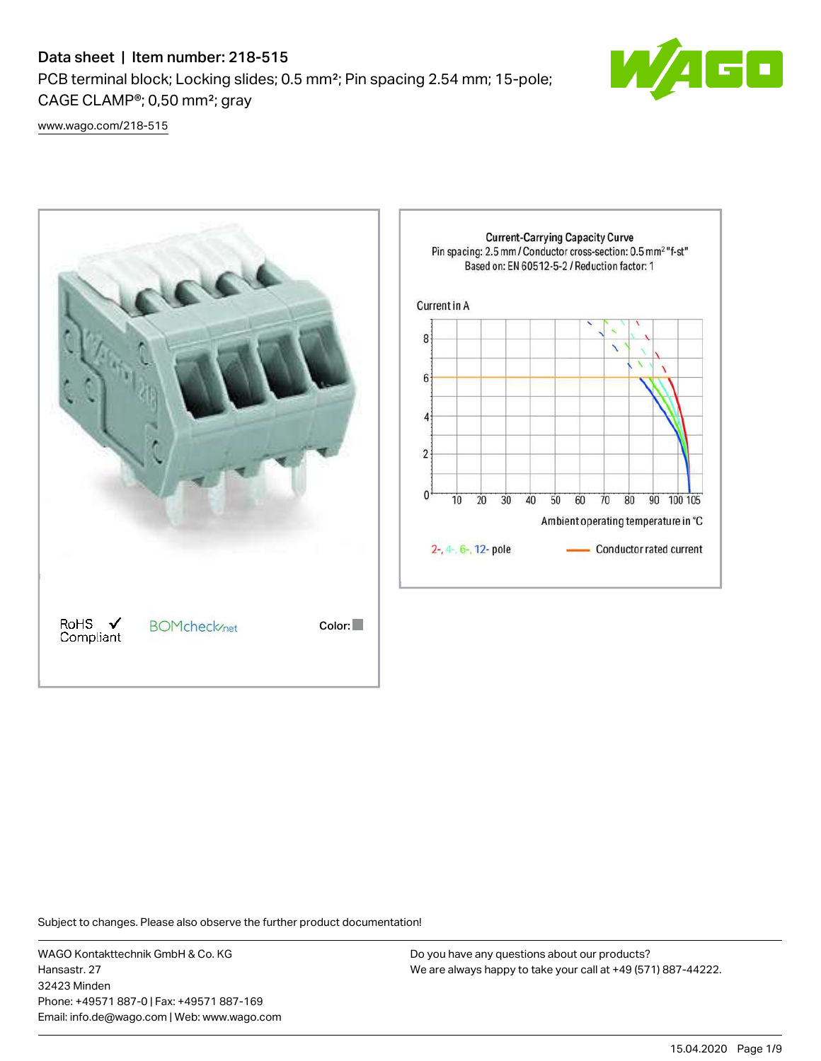# Data sheet | Item number: 218-515

PCB terminal block; Locking slides; 0.5 mm²; Pin spacing 2.54 mm; 15-pole; CAGE CLAMP®; 0,50 mm²; gray

www.wago.com/218-515

RoHS ✓ Compliant

BOMcheck.net

Color:

**Current-Carrying Capacity Curve**
Pin spacing: 2.5 mm / Conductor cross-section: 0.5 mm² "f-st"
Based on: EN 60512-5-2 / Reduction factor: 1

Current in A

Ambient operating temperature in °C

2-, 4-, 6-, 12- pole

Conductor rated current

Subject to changes. Please also observe the further product documentation!

WAGO Kontakttechnik GmbH & Co. KG
Hansastr. 27
32423 Minden
Phone: +49571 887-0 | Fax: +49571 887-169
Email: info.de@wago.com | Web: www.wago.com

Do you have any questions about our products?
We are always happy to take your call at +49 (571) 887-44222.

15.04.2020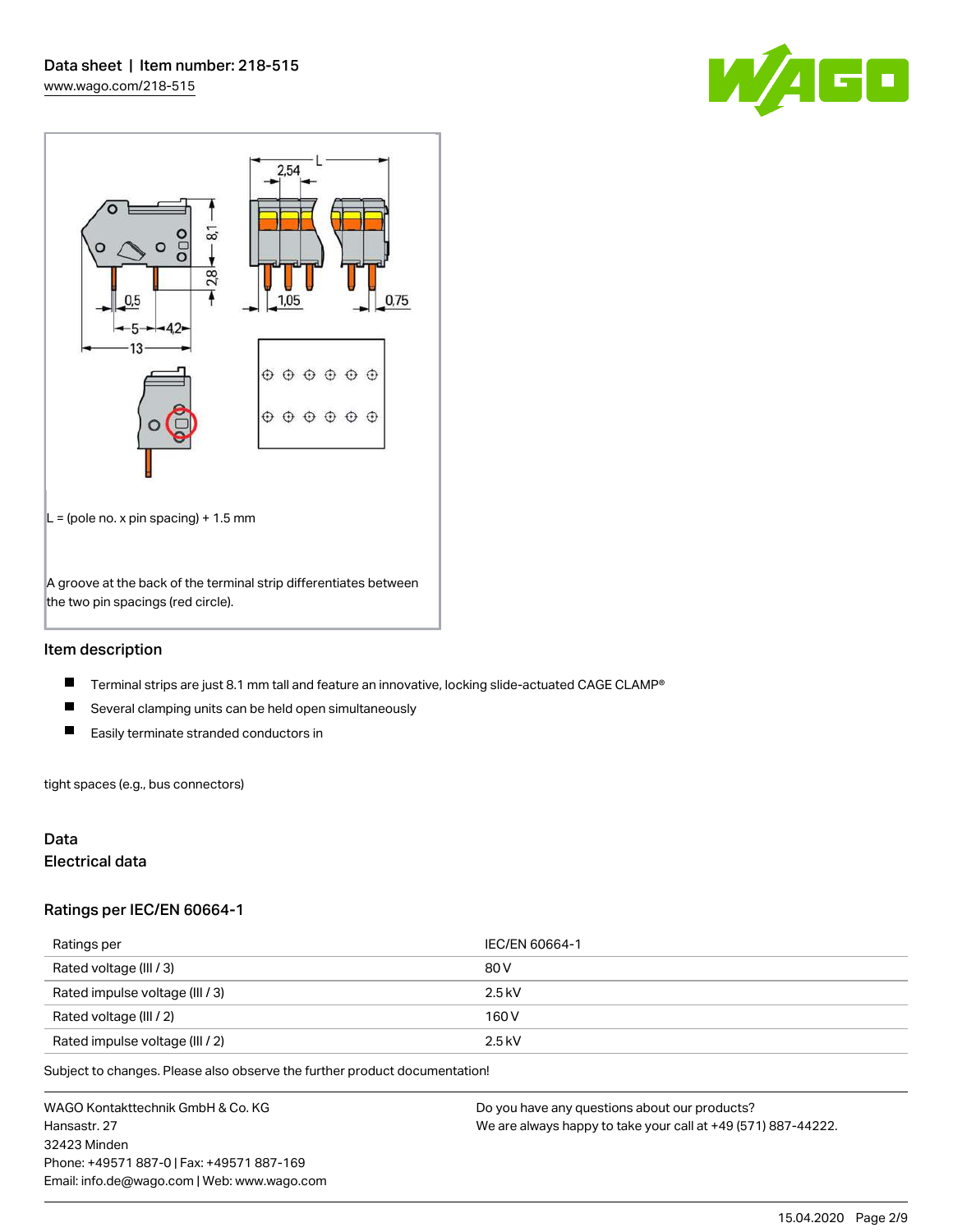L = (pole no. x pin spacing) + 1.5 mm

A groove at the back of the terminal strip differentiates between the two pin spacings (red circle).

## Item description

- Terminal strips are just 8.1 mm tall and feature an innovative, locking slide-actuated CAGE CLAMP®
- Several clamping units can be held open simultaneously
- Easily terminate stranded conductors in

tight spaces (e.g., bus connectors)

## Data

### Electrical data

### Ratings per IEC/EN 60664-1

| Ratings per | IEC/EN 60664-1 |
|---|---|
| Rated voltage (III / 3) | 80 V |
| Rated impulse voltage (III / 3) | 2.5 kV |
| Rated voltage (III / 2) | 160 V |
| Rated impulse voltage (III / 2) | 2.5 kV |

Subject to changes. Please also observe the further product documentation!

WAGO Kontakttechnik GmbH & Co. KG
Hansastr. 27
32423 Minden
Phone: +49571 887-0 | Fax: +49571 887-169
Email: info.de@wago.com | Web: www.wago.com

Do you have any questions about our products?
We are always happy to take your call at +49 (571) 887-44222.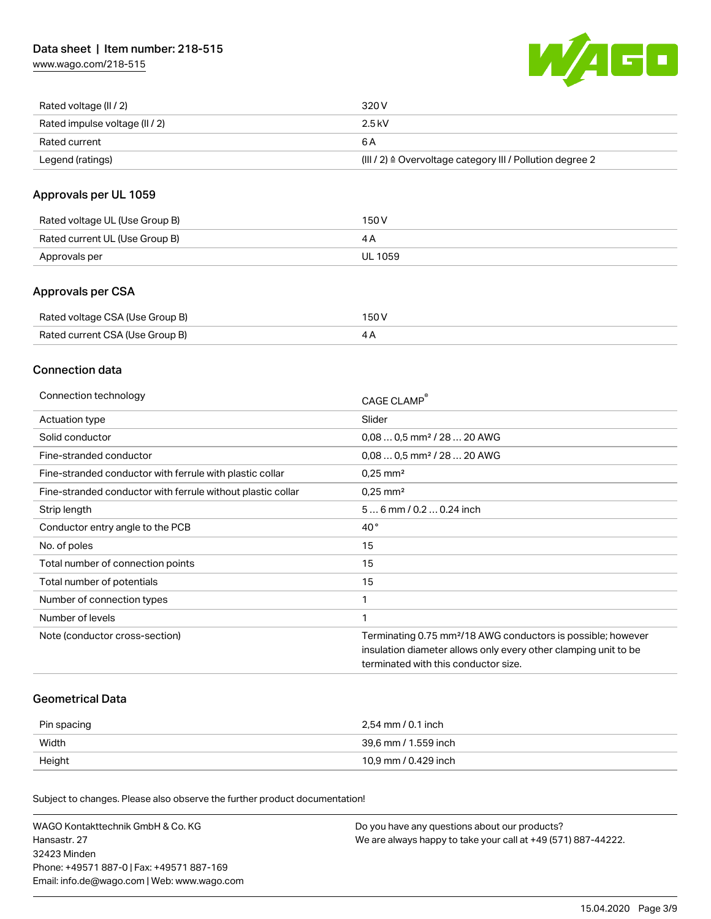| | |
|---|---|
| Rated voltage (II / 2) | 320 V |
| Rated impulse voltage (II / 2) | 2.5 kV |
| Rated current | 6 A |
| Legend (ratings) | (III / 2) ≙ Overvoltage category III / Pollution degree 2 |

## Approvals per UL 1059

| | |
|---|---|
| Rated voltage UL (Use Group B) | 150 V |
| Rated current UL (Use Group B) | 4 A |
| Approvals per | UL 1059 |

## Approvals per CSA

| | |
|---|---|
| Rated voltage CSA (Use Group B) | 150 V |
| Rated current CSA (Use Group B) | 4 A |

## Connection data

| | |
|---|---|
| Connection technology | CAGE CLAMP® |
| Actuation type | Slider |
| Solid conductor | 0,08 … 0,5 mm² / 28 … 20 AWG |
| Fine-stranded conductor | 0,08 … 0,5 mm² / 28 … 20 AWG |
| Fine-stranded conductor with ferrule with plastic collar | 0,25 mm² |
| Fine-stranded conductor with ferrule without plastic collar | 0,25 mm² |
| Strip length | 5 … 6 mm / 0.2 … 0.24 inch |
| Conductor entry angle to the PCB | 40 ° |
| No. of poles | 15 |
| Total number of connection points | 15 |
| Total number of potentials | 15 |
| Number of connection types | 1 |
| Number of levels | 1 |
| Note (conductor cross-section) | Terminating 0.75 mm²/18 AWG conductors is possible; however insulation diameter allows only every other clamping unit to be terminated with this conductor size. |

## Geometrical Data

| | |
|---|---|
| Pin spacing | 2,54 mm / 0.1 inch |
| Width | 39,6 mm / 1.559 inch |
| Height | 10,9 mm / 0.429 inch |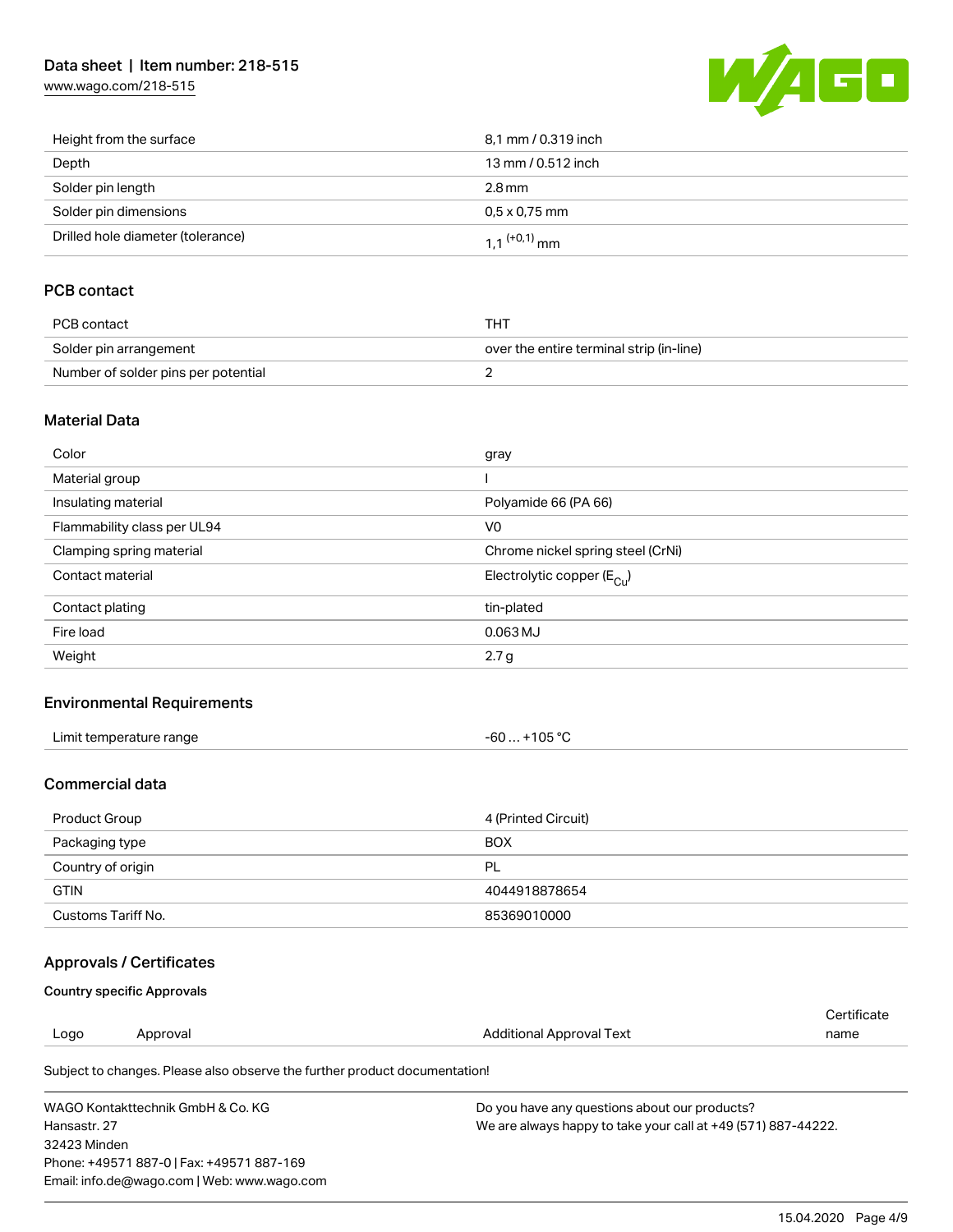| | |
|---|---|
| Height from the surface | 8,1 mm / 0.319 inch |
| Depth | 13 mm / 0.512 inch |
| Solder pin length | 2.8 mm |
| Solder pin dimensions | 0,5 x 0,75 mm |
| Drilled hole diameter (tolerance) | 1,1 $^{(+0,1)}$ mm |

## PCB contact

| | |
|---|---|
| PCB contact | THT |
| Solder pin arrangement | over the entire terminal strip (in-line) |
| Number of solder pins per potential | 2 |

## Material Data

| | |
|---|---|
| Color | gray |
| Material group | I |
| Insulating material | Polyamide 66 (PA 66) |
| Flammability class per UL94 | V0 |
| Clamping spring material | Chrome nickel spring steel (CrNi) |
| Contact material | Electrolytic copper ($E_{Cu}$) |
| Contact plating | tin-plated |
| Fire load | 0.063 MJ |
| Weight | 2.7 g |

## Environmental Requirements

| | |
|---|---|
| Limit temperature range | -60 … +105 °C |

## Commercial data

| | |
|---|---|
| Product Group | 4 (Printed Circuit) |
| Packaging type | BOX |
| Country of origin | PL |
| GTIN | 4044918878654 |
| Customs Tariff No. | 85369010000 |

## Approvals / Certificates

### Country specific Approvals

| Logo | Approval | Additional Approval Text | Certificate name |
|---|---|---|---|

Subject to changes. Please also observe the further product documentation!

WAGO Kontakttechnik GmbH & Co. KG
Hansastr. 27
32423 Minden
Phone: +49571 887-0 | Fax: +49571 887-169
Email: info.de@wago.com | Web: www.wago.com

Do you have any questions about our products?
We are always happy to take your call at +49 (571) 887-44222.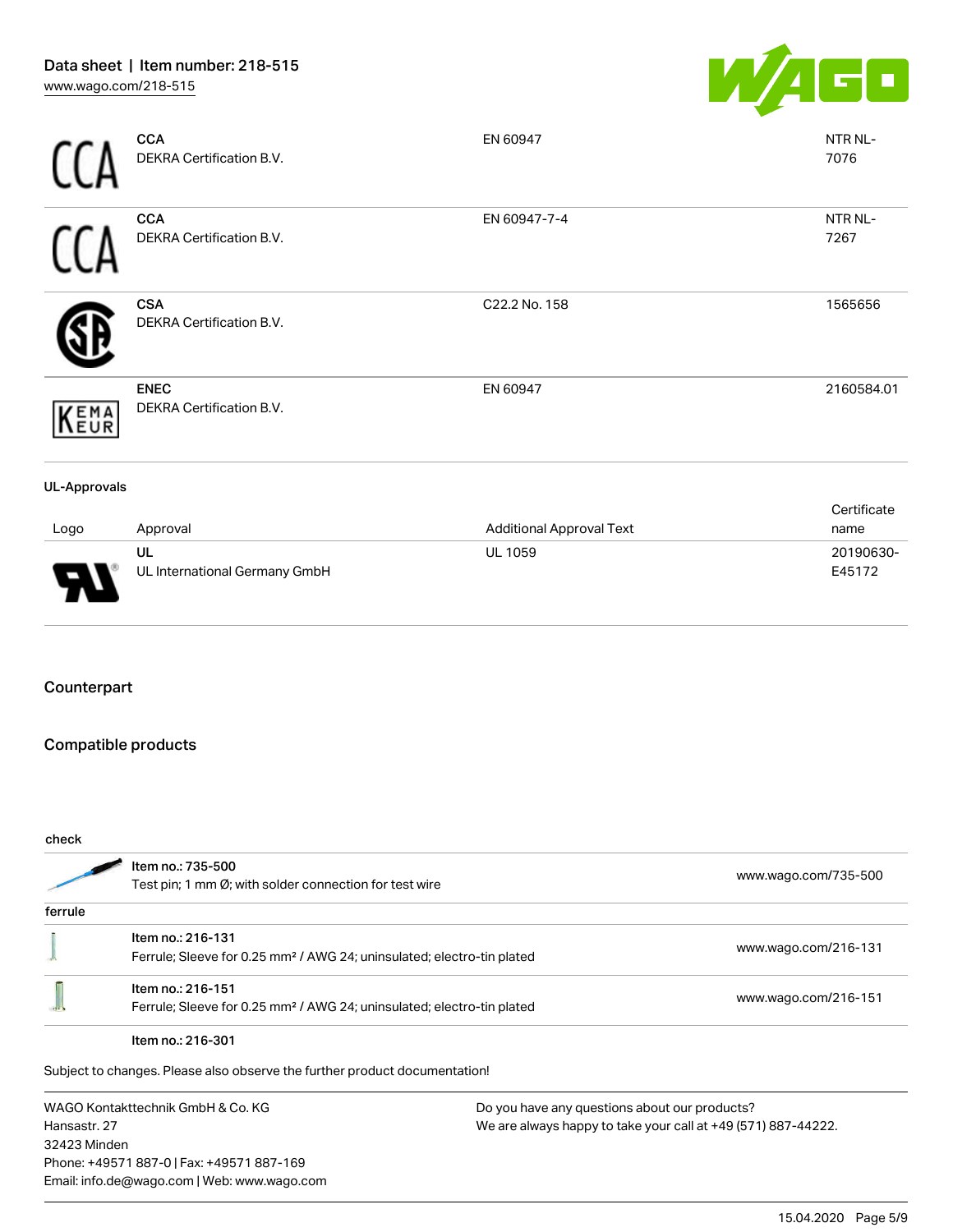| Logo | Approval | Additional Approval Text | Certificate name |
|---|---|---|---|
| | **CCA**<br>DEKRA Certification B.V. | EN 60947 | NTR NL-7076 |
| | **CCA**<br>DEKRA Certification B.V. | EN 60947-7-4 | NTR NL-7267 |
| | **CSA**<br>DEKRA Certification B.V. | C22.2 No. 158 | 1565656 |
| | **ENEC**<br>DEKRA Certification B.V. | EN 60947 | 2160584.01 |

**UL-Approvals**

| Logo | Approval | Additional Approval Text | Certificate name |
|---|---|---|---|
| | **UL**<br>UL International Germany GmbH | UL 1059 | 20190630-E45172 |

## Counterpart

## Compatible products

**check**

| | | |
|---|---|---|
| | Item no.: 735-500<br>Test pin; 1 mm Ø; with solder connection for test wire | www.wago.com/735-500 |

**ferrule**

| | | |
|---|---|---|
| | Item no.: 216-131<br>Ferrule; Sleeve for 0.25 mm² / AWG 24; uninsulated; electro-tin plated | www.wago.com/216-131 |
| | Item no.: 216-151<br>Ferrule; Sleeve for 0.25 mm² / AWG 24; uninsulated; electro-tin plated | www.wago.com/216-151 |
| | Item no.: 216-301 | |

Subject to changes. Please also observe the further product documentation!

WAGO Kontakttechnik GmbH & Co. KG
Hansastr. 27
32423 Minden
Phone: +49571 887-0 | Fax: +49571 887-169
Email: info.de@wago.com | Web: www.wago.com

Do you have any questions about our products?
We are always happy to take your call at +49 (571) 887-44222.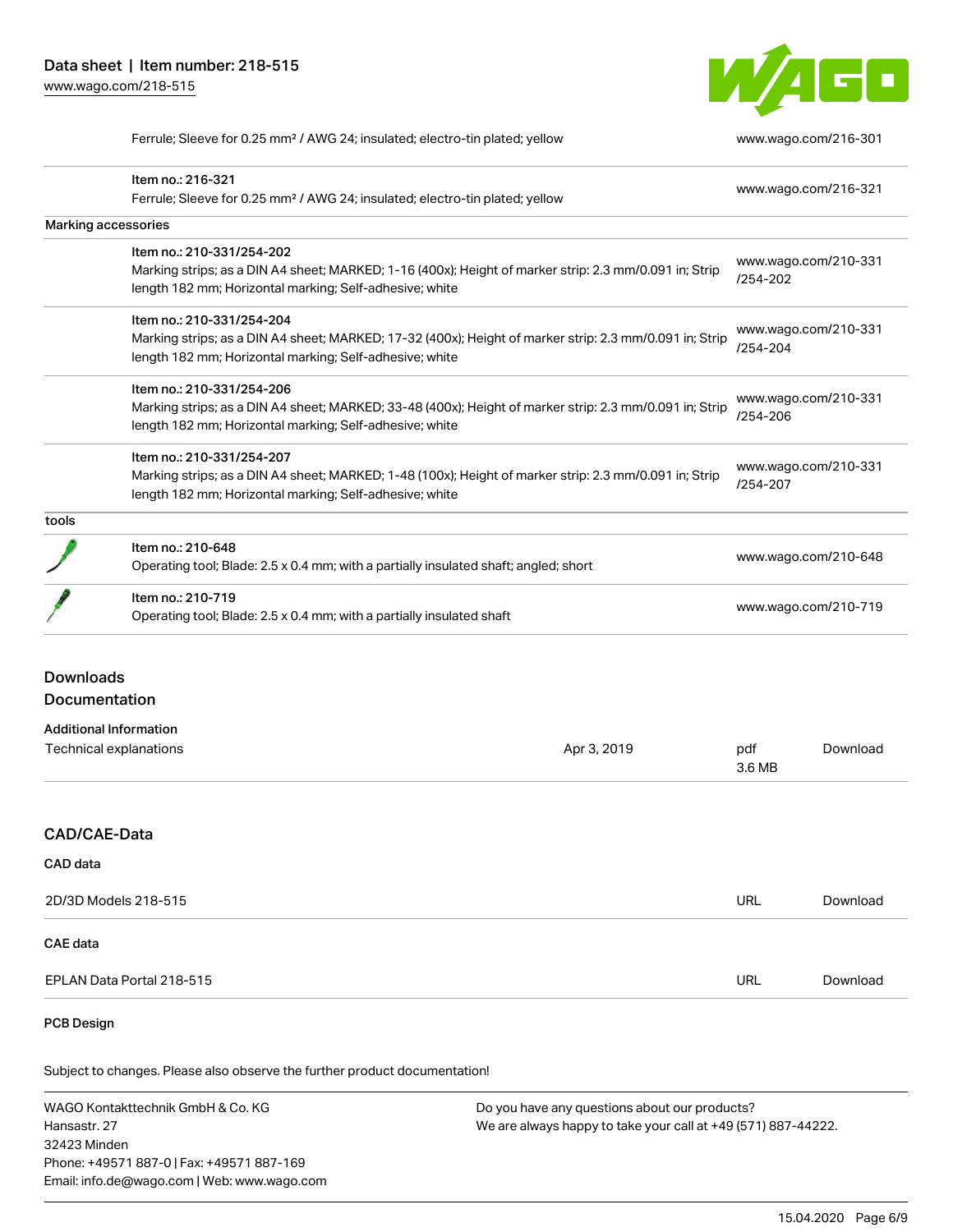| | | |
|---|---|---|
| | Ferrule; Sleeve for 0.25 mm² / AWG 24; insulated; electro-tin plated; yellow | www.wago.com/216-301 |
| | Item no.: 216-321<br>Ferrule; Sleeve for 0.25 mm² / AWG 24; insulated; electro-tin plated; yellow | www.wago.com/216-321 |
| Marking accessories | | |
| | Item no.: 210-331/254-202<br>Marking strips; as a DIN A4 sheet; MARKED; 1-16 (400x); Height of marker strip: 2.3 mm/0.091 in; Strip length 182 mm; Horizontal marking; Self-adhesive; white | www.wago.com/210-331/254-202 |
| | Item no.: 210-331/254-204<br>Marking strips; as a DIN A4 sheet; MARKED; 17-32 (400x); Height of marker strip: 2.3 mm/0.091 in; Strip length 182 mm; Horizontal marking; Self-adhesive; white | www.wago.com/210-331/254-204 |
| | Item no.: 210-331/254-206<br>Marking strips; as a DIN A4 sheet; MARKED; 33-48 (400x); Height of marker strip: 2.3 mm/0.091 in; Strip length 182 mm; Horizontal marking; Self-adhesive; white | www.wago.com/210-331/254-206 |
| | Item no.: 210-331/254-207<br>Marking strips; as a DIN A4 sheet; MARKED; 1-48 (100x); Height of marker strip: 2.3 mm/0.091 in; Strip length 182 mm; Horizontal marking; Self-adhesive; white | www.wago.com/210-331/254-207 |
| tools | | |
| | Item no.: 210-648<br>Operating tool; Blade: 2.5 x 0.4 mm; with a partially insulated shaft; angled; short | www.wago.com/210-648 |
| | Item no.: 210-719<br>Operating tool; Blade: 2.5 x 0.4 mm; with a partially insulated shaft | www.wago.com/210-719 |

## Downloads
## Documentation

### Additional Information

| | | | |
|---|---|---|---|
| Technical explanations | Apr 3, 2019 | pdf<br>3.6 MB | Download |

## CAD/CAE-Data

### CAD data

| | | |
|---|---|---|
| 2D/3D Models 218-515 | URL | Download |

### CAE data

| | | |
|---|---|---|
| EPLAN Data Portal 218-515 | URL | Download |

### PCB Design

Subject to changes. Please also observe the further product documentation!

WAGO Kontakttechnik GmbH & Co. KG
Hansastr. 27
32423 Minden
Phone: +49571 887-0 | Fax: +49571 887-169
Email: info.de@wago.com | Web: www.wago.com

Do you have any questions about our products?
We are always happy to take your call at +49 (571) 887-44222.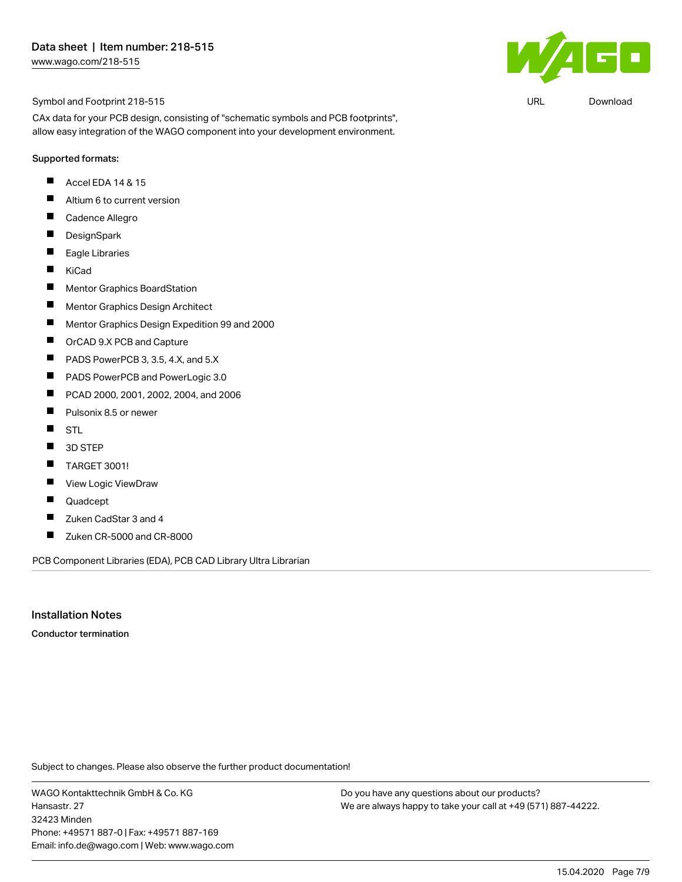Symbol and Footprint 218-515

URL Download

CAx data for your PCB design, consisting of "schematic symbols and PCB footprints", allow easy integration of the WAGO component into your development environment.

Supported formats:

- Accel EDA 14 & 15
- Altium 6 to current version
- Cadence Allegro
- DesignSpark
- Eagle Libraries
- KiCad
- Mentor Graphics BoardStation
- Mentor Graphics Design Architect
- Mentor Graphics Design Expedition 99 and 2000
- OrCAD 9.X PCB and Capture
- PADS PowerPCB 3, 3.5, 4.X, and 5.X
- PADS PowerPCB and PowerLogic 3.0
- PCAD 2000, 2001, 2002, 2004, and 2006
- Pulsonix 8.5 or newer
- STL
- 3D STEP
- TARGET 3001!
- View Logic ViewDraw
- Quadcept
- Zuken CadStar 3 and 4
- Zuken CR-5000 and CR-8000

PCB Component Libraries (EDA), PCB CAD Library Ultra Librarian

## Installation Notes

**Conductor termination**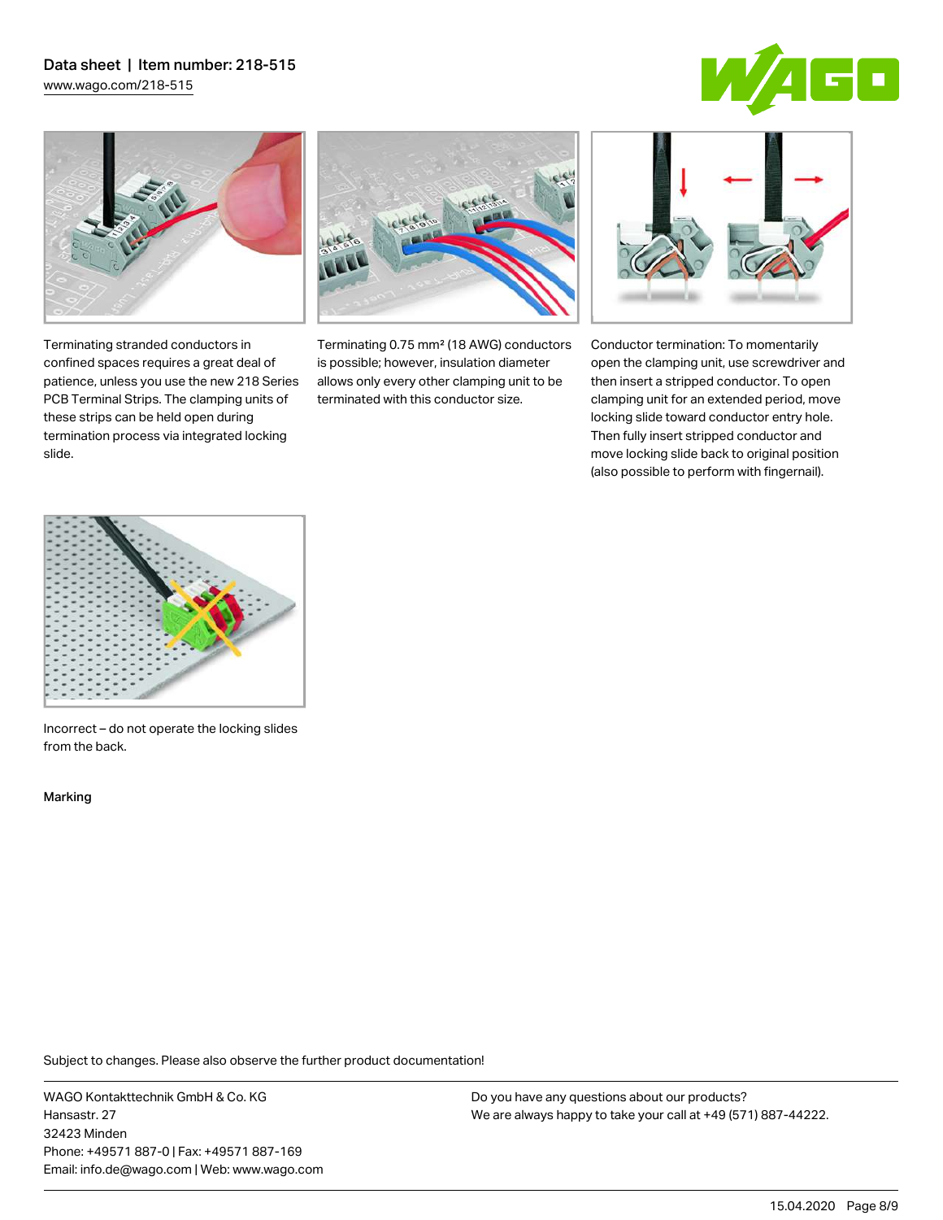Terminating stranded conductors in confined spaces requires a great deal of patience, unless you use the new 218 Series PCB Terminal Strips. The clamping units of these strips can be held open during termination process via integrated locking slide.

Terminating 0.75 mm² (18 AWG) conductors is possible; however, insulation diameter allows only every other clamping unit to be terminated with this conductor size.

Conductor termination: To momentarily open the clamping unit, use screwdriver and then insert a stripped conductor. To open clamping unit for an extended period, move locking slide toward conductor entry hole. Then fully insert stripped conductor and move locking slide back to original position (also possible to perform with fingernail).

Incorrect – do not operate the locking slides from the back.

## Marking

Subject to changes. Please also observe the further product documentation!

WAGO Kontakttechnik GmbH & Co. KG
Hansastr. 27
32423 Minden
Phone: +49571 887-0 | Fax: +49571 887-169
Email: info.de@wago.com | Web: www.wago.com

Do you have any questions about our products?
We are always happy to take your call at +49 (571) 887-44222.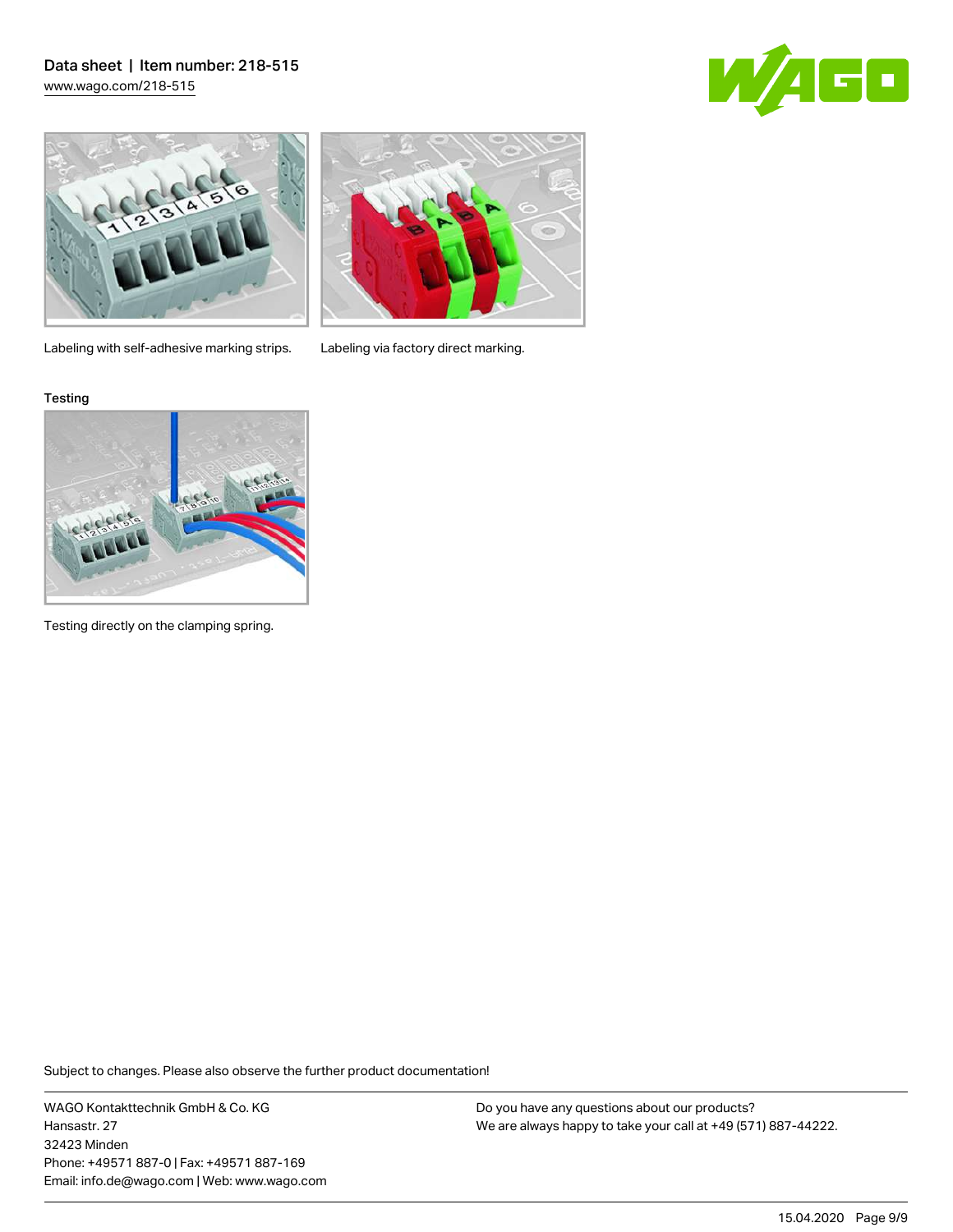Labeling with self-adhesive marking strips.

Labeling via factory direct marking.

### Testing

Testing directly on the clamping spring.

Subject to changes. Please also observe the further product documentation!

WAGO Kontakttechnik GmbH & Co. KG
Hansastr. 27
32423 Minden
Phone: +49571 887-0 | Fax: +49571 887-169
Email: info.de@wago.com | Web: www.wago.com

Do you have any questions about our products?
We are always happy to take your call at +49 (571) 887-44222.

15.04.2020